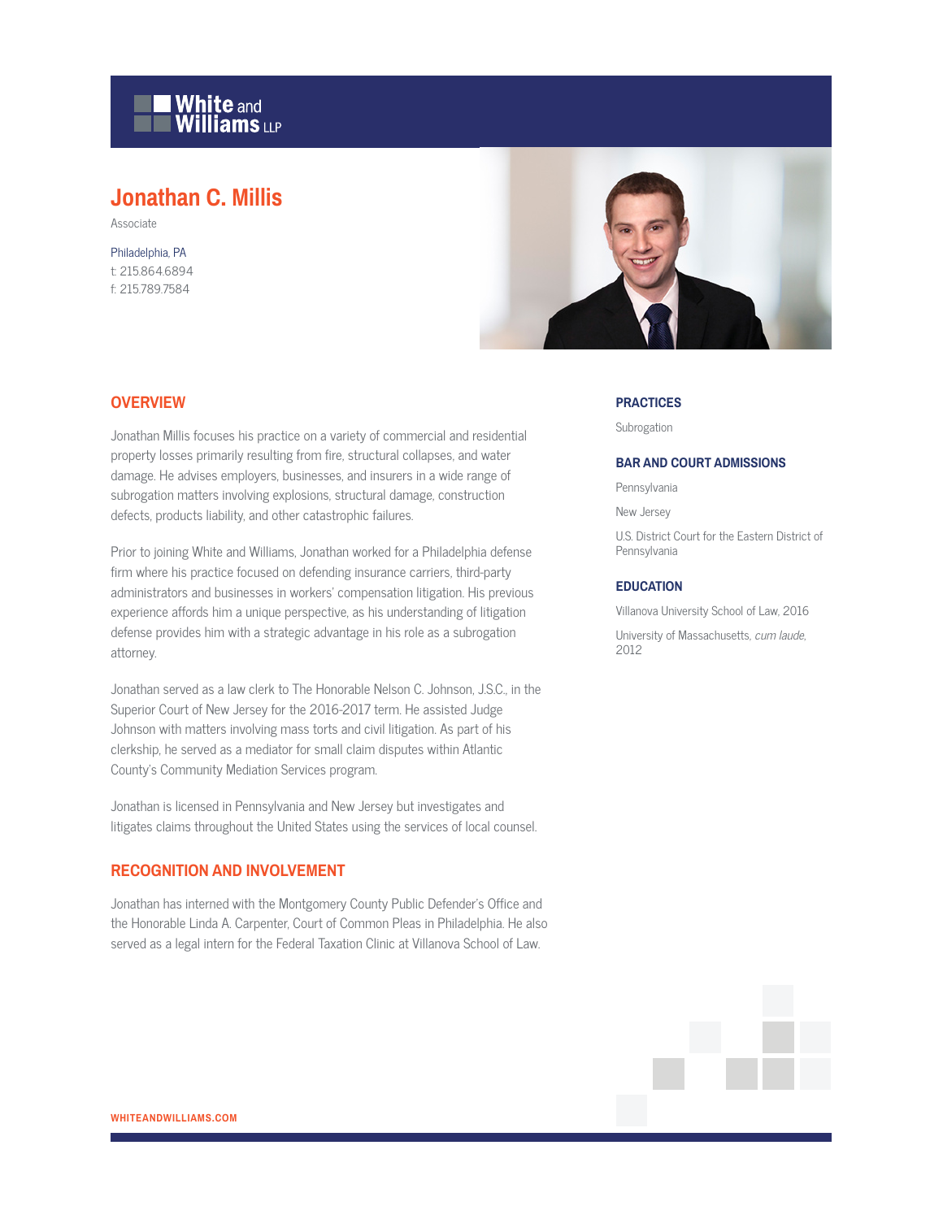# Jonathan C. Millis

Associate

Philadelphia, PA
t: 215.864.6894
f: 215.789.7584

## OVERVIEW

Jonathan Millis focuses his practice on a variety of commercial and residential property losses primarily resulting from fire, structural collapses, and water damage. He advises employers, businesses, and insurers in a wide range of subrogation matters involving explosions, structural damage, construction defects, products liability, and other catastrophic failures.

Prior to joining White and Williams, Jonathan worked for a Philadelphia defense firm where his practice focused on defending insurance carriers, third-party administrators and businesses in workers' compensation litigation. His previous experience affords him a unique perspective, as his understanding of litigation defense provides him with a strategic advantage in his role as a subrogation attorney.

Jonathan served as a law clerk to The Honorable Nelson C. Johnson, J.S.C., in the Superior Court of New Jersey for the 2016-2017 term. He assisted Judge Johnson with matters involving mass torts and civil litigation. As part of his clerkship, he served as a mediator for small claim disputes within Atlantic County's Community Mediation Services program.

Jonathan is licensed in Pennsylvania and New Jersey but investigates and litigates claims throughout the United States using the services of local counsel.

## RECOGNITION AND INVOLVEMENT

Jonathan has interned with the Montgomery County Public Defender's Office and the Honorable Linda A. Carpenter, Court of Common Pleas in Philadelphia. He also served as a legal intern for the Federal Taxation Clinic at Villanova School of Law.

## PRACTICES

Subrogation

## BAR AND COURT ADMISSIONS

Pennsylvania

New Jersey

U.S. District Court for the Eastern District of Pennsylvania

## EDUCATION

Villanova University School of Law, 2016

University of Massachusetts, *cum laude*, 2012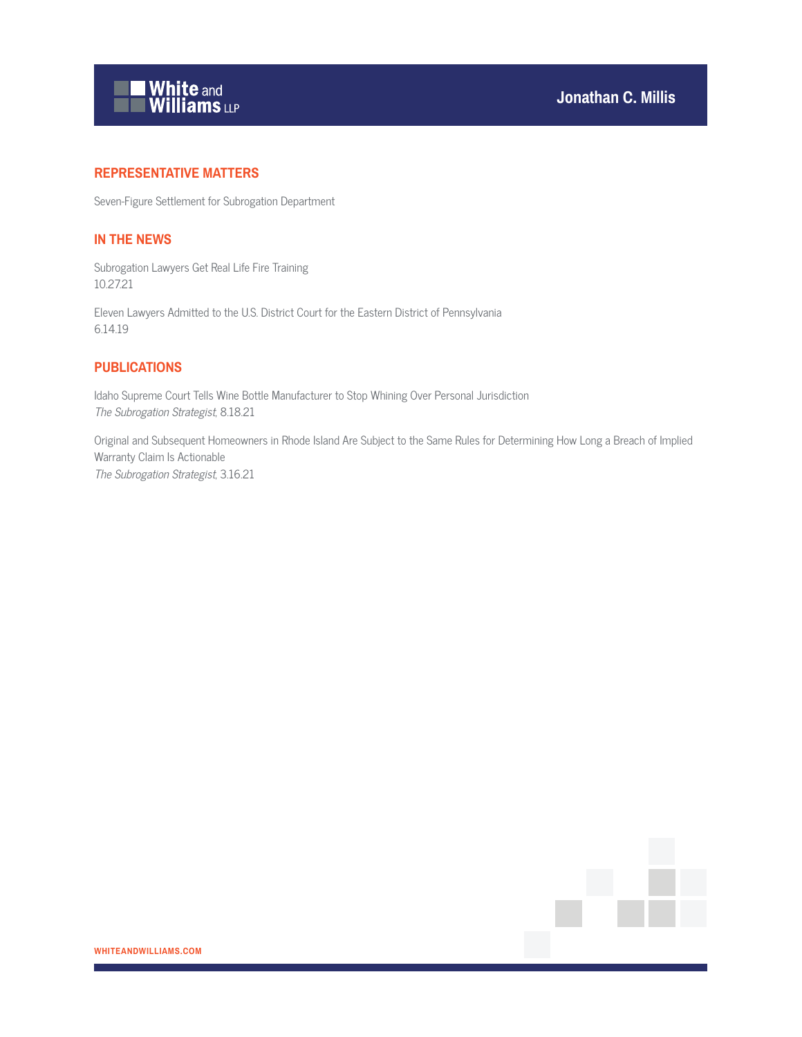## REPRESENTATIVE MATTERS

Seven-Figure Settlement for Subrogation Department

## IN THE NEWS

Subrogation Lawyers Get Real Life Fire Training
10.27.21

Eleven Lawyers Admitted to the U.S. District Court for the Eastern District of Pennsylvania
6.14.19

## PUBLICATIONS

Idaho Supreme Court Tells Wine Bottle Manufacturer to Stop Whining Over Personal Jurisdiction
*The Subrogation Strategist*, 8.18.21

Original and Subsequent Homeowners in Rhode Island Are Subject to the Same Rules for Determining How Long a Breach of Implied Warranty Claim Is Actionable
*The Subrogation Strategist*, 3.16.21